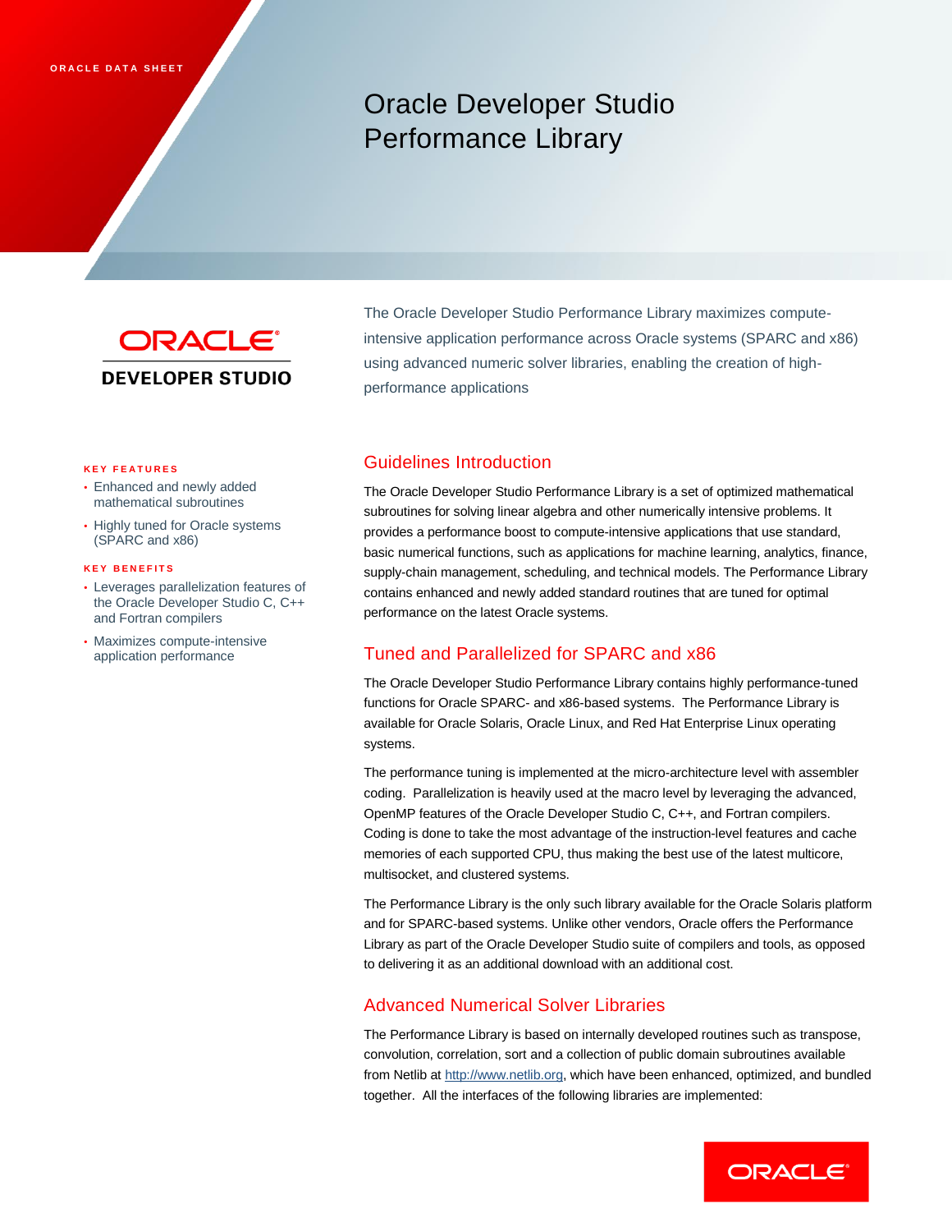ORACLE DATA SHEET

# Oracle Developer Studio Performance Library

ORACLE DEVELOPER STUDIO

The Oracle Developer Studio Performance Library maximizes compute-intensive application performance across Oracle systems (SPARC and x86) using advanced numeric solver libraries, enabling the creation of high-performance applications

**KEY FEATURES**

- Enhanced and newly added mathematical subroutines
- Highly tuned for Oracle systems (SPARC and x86)

**KEY BENEFITS**

- Leverages parallelization features of the Oracle Developer Studio C, C++ and Fortran compilers
- Maximizes compute-intensive application performance

## Guidelines Introduction

The Oracle Developer Studio Performance Library is a set of optimized mathematical subroutines for solving linear algebra and other numerically intensive problems. It provides a performance boost to compute-intensive applications that use standard, basic numerical functions, such as applications for machine learning, analytics, finance, supply-chain management, scheduling, and technical models. The Performance Library contains enhanced and newly added standard routines that are tuned for optimal performance on the latest Oracle systems.

## Tuned and Parallelized for SPARC and x86

The Oracle Developer Studio Performance Library contains highly performance-tuned functions for Oracle SPARC- and x86-based systems. The Performance Library is available for Oracle Solaris, Oracle Linux, and Red Hat Enterprise Linux operating systems.

The performance tuning is implemented at the micro-architecture level with assembler coding. Parallelization is heavily used at the macro level by leveraging the advanced, OpenMP features of the Oracle Developer Studio C, C++, and Fortran compilers. Coding is done to take the most advantage of the instruction-level features and cache memories of each supported CPU, thus making the best use of the latest multicore, multisocket, and clustered systems.

The Performance Library is the only such library available for the Oracle Solaris platform and for SPARC-based systems. Unlike other vendors, Oracle offers the Performance Library as part of the Oracle Developer Studio suite of compilers and tools, as opposed to delivering it as an additional download with an additional cost.

## Advanced Numerical Solver Libraries

The Performance Library is based on internally developed routines such as transpose, convolution, correlation, sort and a collection of public domain subroutines available from Netlib at http://www.netlib.org, which have been enhanced, optimized, and bundled together. All the interfaces of the following libraries are implemented: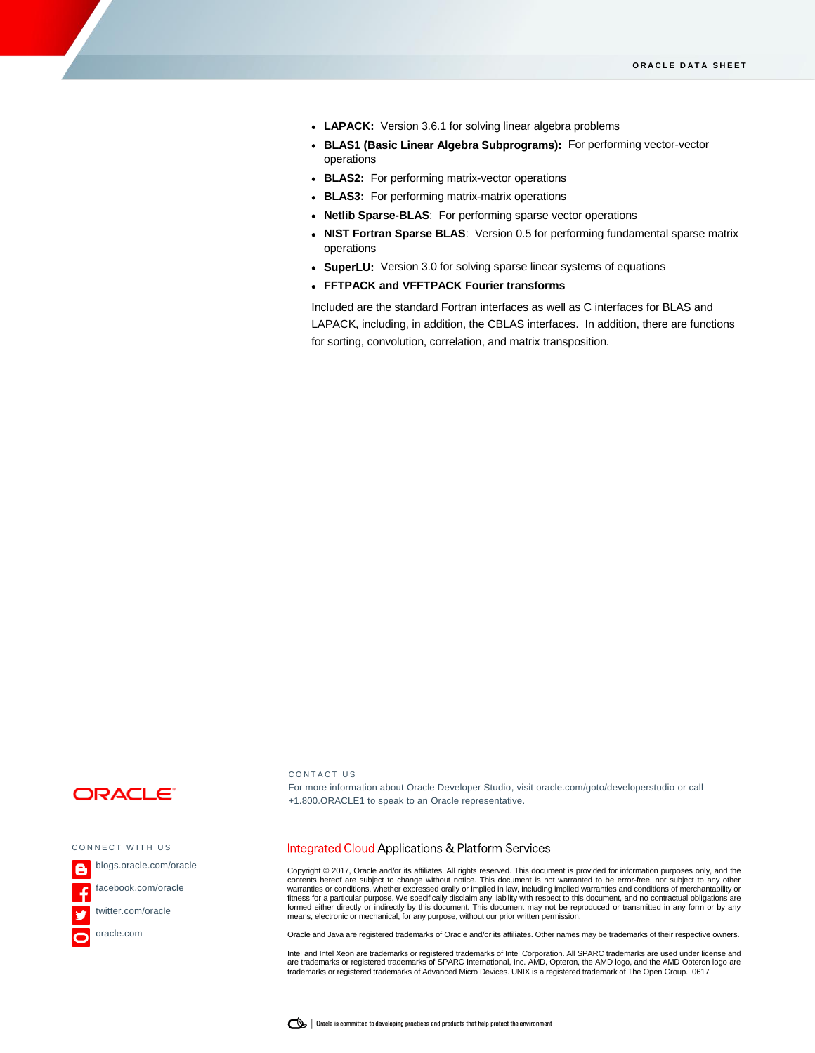- **LAPACK:** Version 3.6.1 for solving linear algebra problems
- **BLAS1 (Basic Linear Algebra Subprograms):** For performing vector-vector operations
- **BLAS2:** For performing matrix-vector operations
- **BLAS3:** For performing matrix-matrix operations
- **Netlib Sparse-BLAS**: For performing sparse vector operations
- **NIST Fortran Sparse BLAS**: Version 0.5 for performing fundamental sparse matrix operations
- **SuperLU:** Version 3.0 for solving sparse linear systems of equations
- **FFTPACK and VFFTPACK Fourier transforms**

Included are the standard Fortran interfaces as well as C interfaces for BLAS and LAPACK, including, in addition, the CBLAS interfaces. In addition, there are functions for sorting, convolution, correlation, and matrix transposition.

ORACLE

CONTACT US

For more information about Oracle Developer Studio, visit oracle.com/goto/developerstudio or call +1.800.ORACLE1 to speak to an Oracle representative.

CONNECT WITH US

blogs.oracle.com/oracle

facebook.com/oracle

twitter.com/oracle

oracle.com

Integrated Cloud Applications & Platform Services

Copyright © 2017, Oracle and/or its affiliates. All rights reserved. This document is provided for information purposes only, and the contents hereof are subject to change without notice. This document is not warranted to be error-free, nor subject to any other warranties or conditions, whether expressed orally or implied in law, including implied warranties and conditions of merchantability or fitness for a particular purpose. We specifically disclaim any liability with respect to this document, and no contractual obligations are formed either directly or indirectly by this document. This document may not be reproduced or transmitted in any form or by any means, electronic or mechanical, for any purpose, without our prior written permission.

Oracle and Java are registered trademarks of Oracle and/or its affiliates. Other names may be trademarks of their respective owners.

Intel and Intel Xeon are trademarks or registered trademarks of Intel Corporation. All SPARC trademarks are used under license and are trademarks or registered trademarks of SPARC International, Inc. AMD, Opteron, the AMD logo, and the AMD Opteron logo are trademarks or registered trademarks of Advanced Micro Devices. UNIX is a registered trademark of The Open Group. 0617

Oracle is committed to developing practices and products that help protect the environment